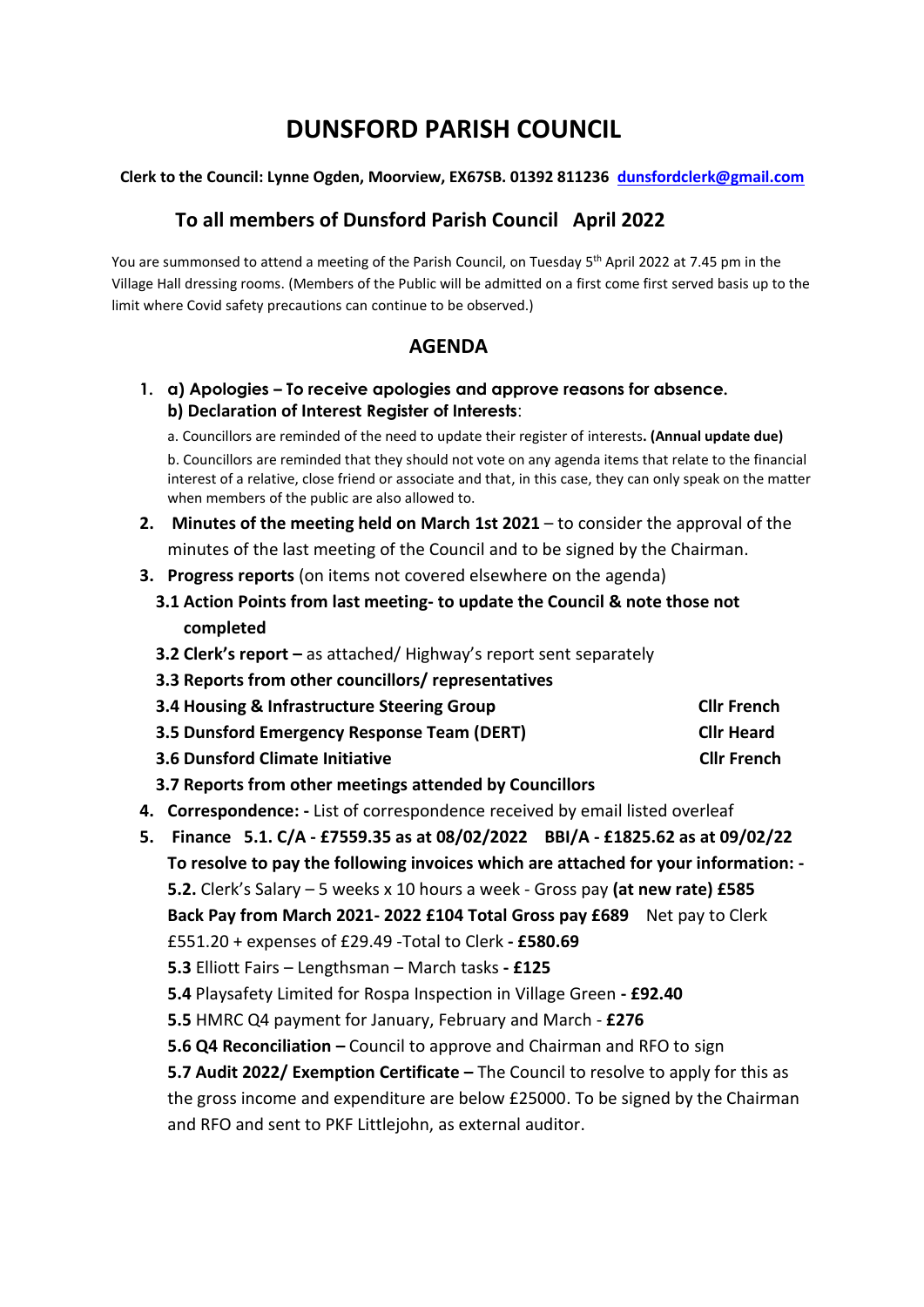# DUNSFORD PARISH COUNCIL

**Clerk to the Council: Lynne Ogden, Moorview, EX67SB. 01392 811236 dunsfordclerk@gmail.com**

## To all members of Dunsford Parish Council April 2022

You are summonsed to attend a meeting of the Parish Council, on Tuesday 5th April 2022 at 7.45 pm in the Village Hall dressing rooms. (Members of the Public will be admitted on a first come first served basis up to the limit where Covid safety precautions can continue to be observed.)

## AGENDA

1. **a) Apologies – To receive apologies and approve reasons for absence.**
   **b) Declaration of Interest Register of Interests**:
   
   a. Councillors are reminded of the need to update their register of interests**. (Annual update due)**
   
   b. Councillors are reminded that they should not vote on any agenda items that relate to the financial interest of a relative, close friend or associate and that, in this case, they can only speak on the matter when members of the public are also allowed to.

2. **Minutes of the meeting held on March 1st 2021** – to consider the approval of the minutes of the last meeting of the Council and to be signed by the Chairman.

3. **Progress reports** (on items not covered elsewhere on the agenda)
   - **3.1 Action Points from last meeting- to update the Council & note those not completed**
   - **3.2 Clerk's report –** as attached/ Highway's report sent separately
   - **3.3 Reports from other councillors/ representatives**
   - **3.4 Housing & Infrastructure Steering Group** **Cllr French**
   - **3.5 Dunsford Emergency Response Team (DERT)** **Cllr Heard**
   - **3.6 Dunsford Climate Initiative** **Cllr French**
   - **3.7 Reports from other meetings attended by Councillors**

4. **Correspondence: -** List of correspondence received by email listed overleaf

5. **Finance 5.1. C/A - £7559.35 as at 08/02/2022 BBI/A - £1825.62 as at 09/02/22**
   **To resolve to pay the following invoices which are attached for your information: -**
   
   **5.2.** Clerk's Salary – 5 weeks x 10 hours a week - Gross pay **(at new rate) £585 Back Pay from March 2021- 2022 £104 Total Gross pay £689** Net pay to Clerk £551.20 + expenses of £29.49 -Total to Clerk **- £580.69**
   
   **5.3** Elliott Fairs – Lengthsman – March tasks **- £125**
   
   **5.4** Playsafety Limited for Rospa Inspection in Village Green **- £92.40**
   
   **5.5** HMRC Q4 payment for January, February and March - **£276**
   
   **5.6 Q4 Reconciliation –** Council to approve and Chairman and RFO to sign
   
   **5.7 Audit 2022/ Exemption Certificate –** The Council to resolve to apply for this as the gross income and expenditure are below £25000. To be signed by the Chairman and RFO and sent to PKF Littlejohn, as external auditor.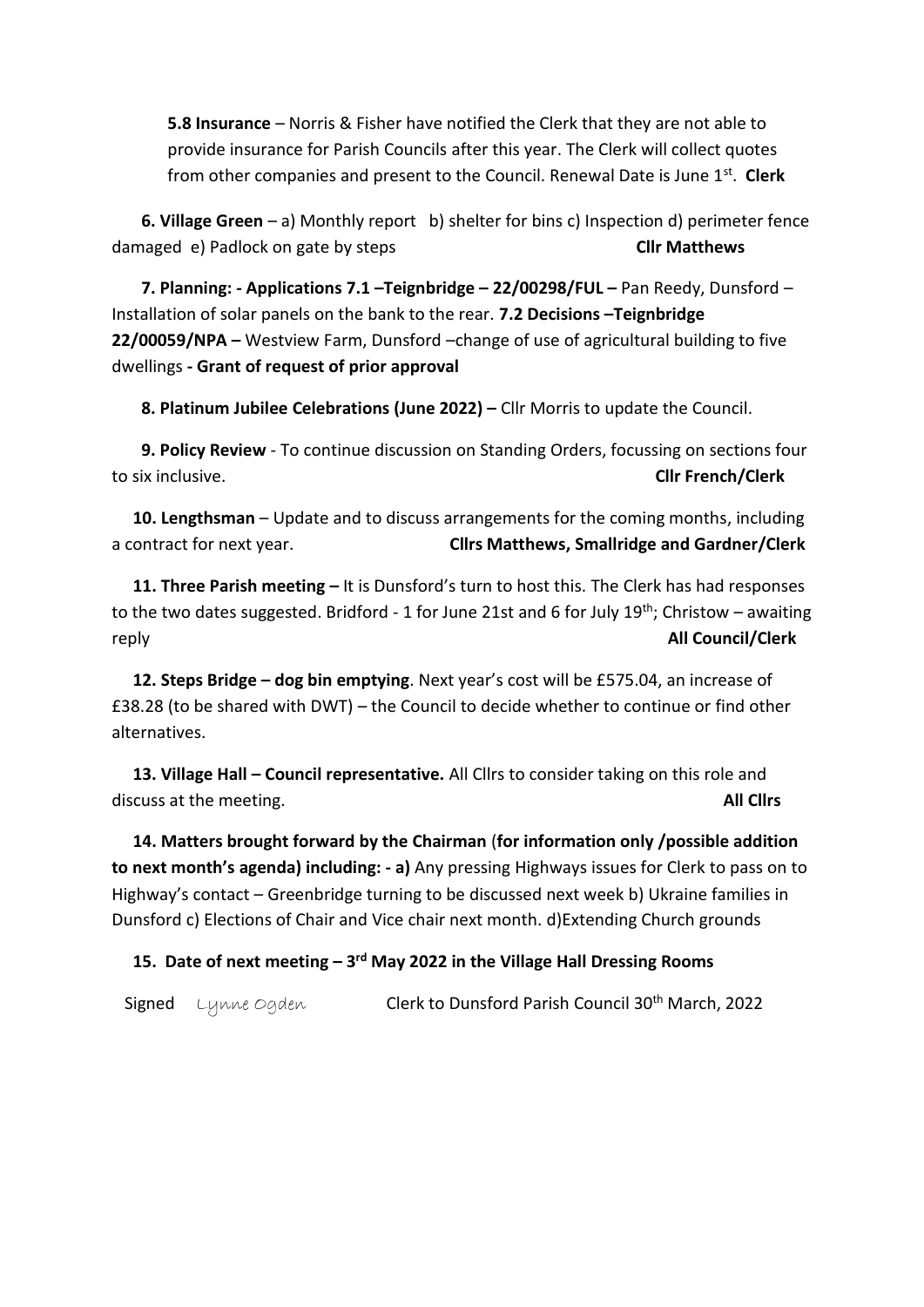**5.8 Insurance** – Norris & Fisher have notified the Clerk that they are not able to provide insurance for Parish Councils after this year. The Clerk will collect quotes from other companies and present to the Council. Renewal Date is June 1st. **Clerk**

**6. Village Green** – a) Monthly report b) shelter for bins c) Inspection d) perimeter fence damaged e) Padlock on gate by steps **Cllr Matthews**

**7. Planning: - Applications 7.1 –Teignbridge – 22/00298/FUL –** Pan Reedy, Dunsford – Installation of solar panels on the bank to the rear. **7.2 Decisions –Teignbridge 22/00059/NPA –** Westview Farm, Dunsford –change of use of agricultural building to five dwellings **- Grant of request of prior approval**

**8. Platinum Jubilee Celebrations (June 2022) –** Cllr Morris to update the Council.

**9. Policy Review** - To continue discussion on Standing Orders, focussing on sections four to six inclusive. **Cllr French/Clerk**

**10. Lengthsman** – Update and to discuss arrangements for the coming months, including a contract for next year. **Cllrs Matthews, Smallridge and Gardner/Clerk**

**11. Three Parish meeting –** It is Dunsford's turn to host this. The Clerk has had responses to the two dates suggested. Bridford - 1 for June 21st and 6 for July 19th; Christow – awaiting reply **All Council/Clerk**

**12. Steps Bridge – dog bin emptying**. Next year's cost will be £575.04, an increase of £38.28 (to be shared with DWT) – the Council to decide whether to continue or find other alternatives.

**13. Village Hall – Council representative.** All Cllrs to consider taking on this role and discuss at the meeting. **All Cllrs**

**14. Matters brought forward by the Chairman** (**for information only /possible addition to next month's agenda) including: - a)** Any pressing Highways issues for Clerk to pass on to Highway's contact – Greenbridge turning to be discussed next week b) Ukraine families in Dunsford c) Elections of Chair and Vice chair next month. d)Extending Church grounds

**15. Date of next meeting – 3rd May 2022 in the Village Hall Dressing Rooms**

Signed *Lynne Ogden* Clerk to Dunsford Parish Council 30th March, 2022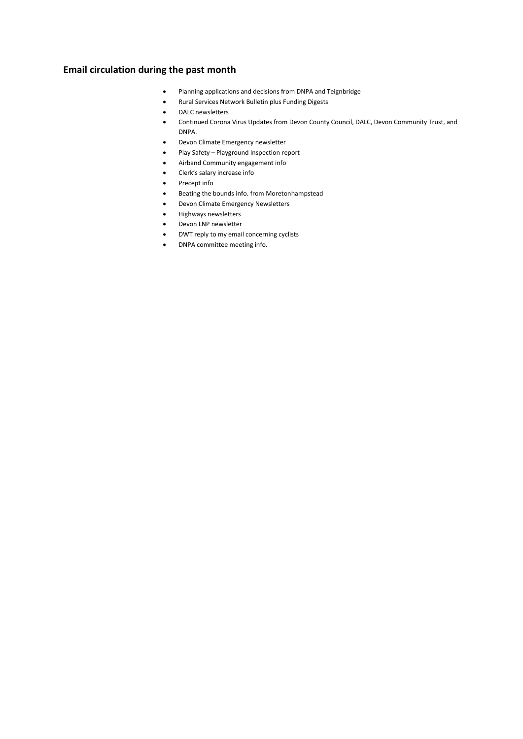## Email circulation during the past month

- Planning applications and decisions from DNPA and Teignbridge
- Rural Services Network Bulletin plus Funding Digests
- DALC newsletters
- Continued Corona Virus Updates from Devon County Council, DALC, Devon Community Trust, and DNPA.
- Devon Climate Emergency newsletter
- Play Safety – Playground Inspection report
- Airband Community engagement info
- Clerk's salary increase info
- Precept info
- Beating the bounds info. from Moretonhampstead
- Devon Climate Emergency Newsletters
- Highways newsletters
- Devon LNP newsletter
- DWT reply to my email concerning cyclists
- DNPA committee meeting info.